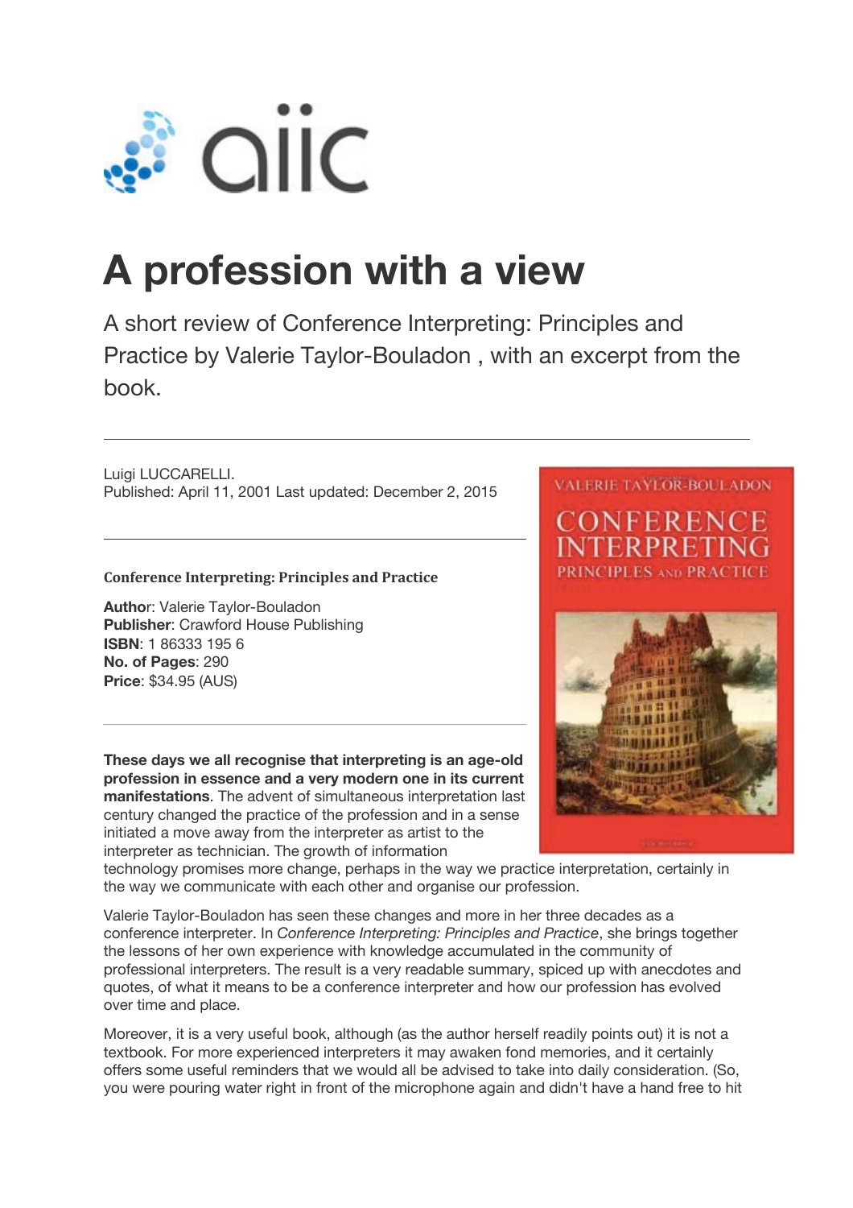# A profession with a view

A short review of Conference Interpreting: Principles and Practice by Valerie Taylor-Bouladon , with an excerpt from the book.

---

Luigi LUCCARELLI.
Published: April 11, 2001 Last updated: December 2, 2015

---

**Conference Interpreting: Principles and Practice**

**Author**: Valerie Taylor-Bouladon
**Publisher**: Crawford House Publishing
**ISBN**: 1 86333 195 6
**No. of Pages**: 290
**Price**: $34.95 (AUS)

---

**These days we all recognise that interpreting is an age-old profession in essence and a very modern one in its current manifestations**. The advent of simultaneous interpretation last century changed the practice of the profession and in a sense initiated a move away from the interpreter as artist to the interpreter as technician. The growth of information technology promises more change, perhaps in the way we practice interpretation, certainly in the way we communicate with each other and organise our profession.

Valerie Taylor-Bouladon has seen these changes and more in her three decades as a conference interpreter. In *Conference Interpreting: Principles and Practice*, she brings together the lessons of her own experience with knowledge accumulated in the community of professional interpreters. The result is a very readable summary, spiced up with anecdotes and quotes, of what it means to be a conference interpreter and how our profession has evolved over time and place.

Moreover, it is a very useful book, although (as the author herself readily points out) it is not a textbook. For more experienced interpreters it may awaken fond memories, and it certainly offers some useful reminders that we would all be advised to take into daily consideration. (So, you were pouring water right in front of the microphone again and didn't have a hand free to hit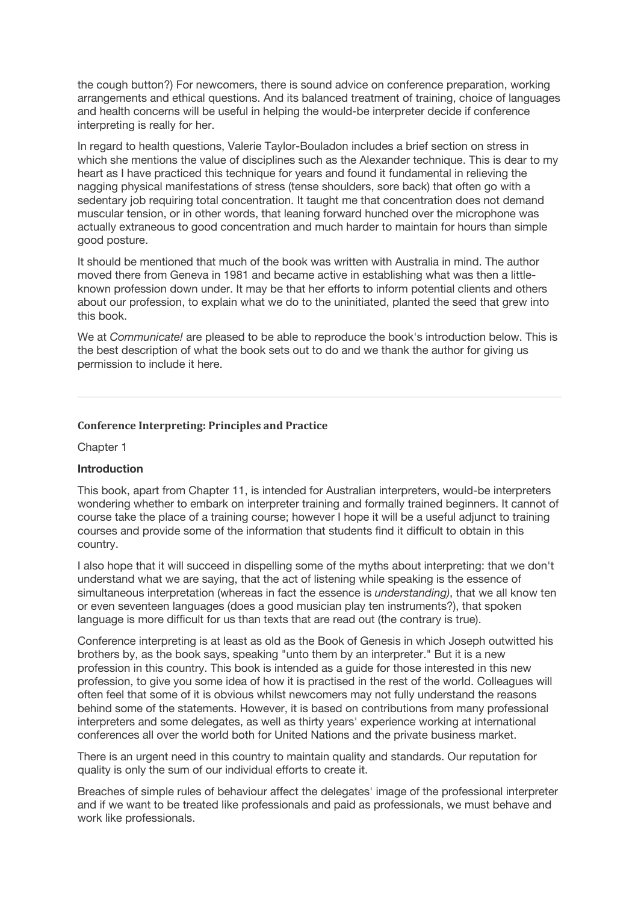the cough button?) For newcomers, there is sound advice on conference preparation, working arrangements and ethical questions. And its balanced treatment of training, choice of languages and health concerns will be useful in helping the would-be interpreter decide if conference interpreting is really for her.

In regard to health questions, Valerie Taylor-Bouladon includes a brief section on stress in which she mentions the value of disciplines such as the Alexander technique. This is dear to my heart as I have practiced this technique for years and found it fundamental in relieving the nagging physical manifestations of stress (tense shoulders, sore back) that often go with a sedentary job requiring total concentration. It taught me that concentration does not demand muscular tension, or in other words, that leaning forward hunched over the microphone was actually extraneous to good concentration and much harder to maintain for hours than simple good posture.

It should be mentioned that much of the book was written with Australia in mind. The author moved there from Geneva in 1981 and became active in establishing what was then a little-known profession down under. It may be that her efforts to inform potential clients and others about our profession, to explain what we do to the uninitiated, planted the seed that grew into this book.

We at *Communicate!* are pleased to be able to reproduce the book's introduction below. This is the best description of what the book sets out to do and we thank the author for giving us permission to include it here.

---

**Conference Interpreting: Principles and Practice**

Chapter 1

**Introduction**

This book, apart from Chapter 11, is intended for Australian interpreters, would-be interpreters wondering whether to embark on interpreter training and formally trained beginners. It cannot of course take the place of a training course; however I hope it will be a useful adjunct to training courses and provide some of the information that students find it difficult to obtain in this country.

I also hope that it will succeed in dispelling some of the myths about interpreting: that we don't understand what we are saying, that the act of listening while speaking is the essence of simultaneous interpretation (whereas in fact the essence is *understanding)*, that we all know ten or even seventeen languages (does a good musician play ten instruments?), that spoken language is more difficult for us than texts that are read out (the contrary is true).

Conference interpreting is at least as old as the Book of Genesis in which Joseph outwitted his brothers by, as the book says, speaking "unto them by an interpreter." But it is a new profession in this country. This book is intended as a guide for those interested in this new profession, to give you some idea of how it is practised in the rest of the world. Colleagues will often feel that some of it is obvious whilst newcomers may not fully understand the reasons behind some of the statements. However, it is based on contributions from many professional interpreters and some delegates, as well as thirty years' experience working at international conferences all over the world both for United Nations and the private business market.

There is an urgent need in this country to maintain quality and standards. Our reputation for quality is only the sum of our individual efforts to create it.

Breaches of simple rules of behaviour affect the delegates' image of the professional interpreter and if we want to be treated like professionals and paid as professionals, we must behave and work like professionals.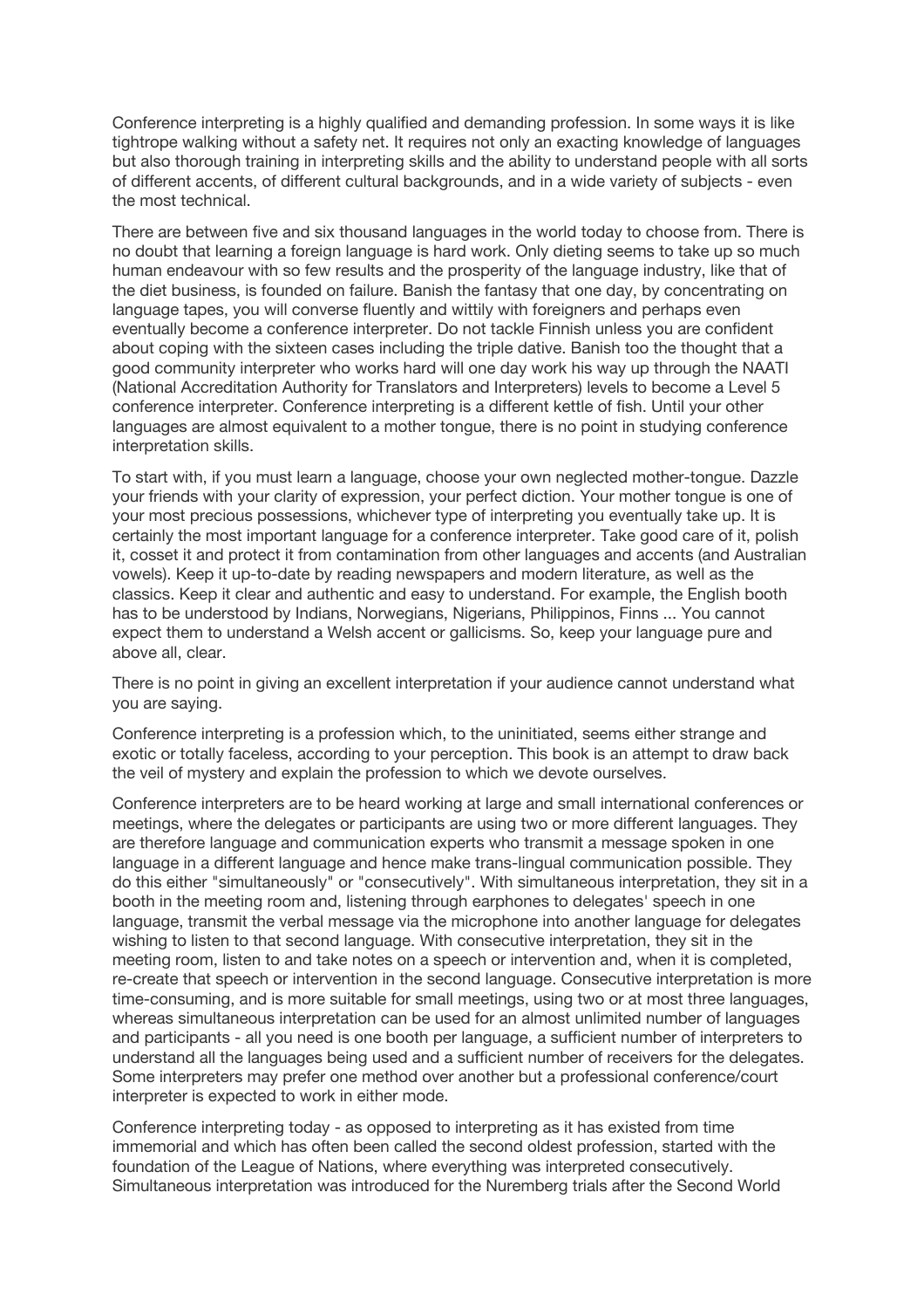Conference interpreting is a highly qualified and demanding profession. In some ways it is like tightrope walking without a safety net. It requires not only an exacting knowledge of languages but also thorough training in interpreting skills and the ability to understand people with all sorts of different accents, of different cultural backgrounds, and in a wide variety of subjects - even the most technical.

There are between five and six thousand languages in the world today to choose from. There is no doubt that learning a foreign language is hard work. Only dieting seems to take up so much human endeavour with so few results and the prosperity of the language industry, like that of the diet business, is founded on failure. Banish the fantasy that one day, by concentrating on language tapes, you will converse fluently and wittily with foreigners and perhaps even eventually become a conference interpreter. Do not tackle Finnish unless you are confident about coping with the sixteen cases including the triple dative. Banish too the thought that a good community interpreter who works hard will one day work his way up through the NAATI (National Accreditation Authority for Translators and Interpreters) levels to become a Level 5 conference interpreter. Conference interpreting is a different kettle of fish. Until your other languages are almost equivalent to a mother tongue, there is no point in studying conference interpretation skills.

To start with, if you must learn a language, choose your own neglected mother-tongue. Dazzle your friends with your clarity of expression, your perfect diction. Your mother tongue is one of your most precious possessions, whichever type of interpreting you eventually take up. It is certainly the most important language for a conference interpreter. Take good care of it, polish it, cosset it and protect it from contamination from other languages and accents (and Australian vowels). Keep it up-to-date by reading newspapers and modern literature, as well as the classics. Keep it clear and authentic and easy to understand. For example, the English booth has to be understood by Indians, Norwegians, Nigerians, Philippinos, Finns ... You cannot expect them to understand a Welsh accent or gallicisms. So, keep your language pure and above all, clear.

There is no point in giving an excellent interpretation if your audience cannot understand what you are saying.

Conference interpreting is a profession which, to the uninitiated, seems either strange and exotic or totally faceless, according to your perception. This book is an attempt to draw back the veil of mystery and explain the profession to which we devote ourselves.

Conference interpreters are to be heard working at large and small international conferences or meetings, where the delegates or participants are using two or more different languages. They are therefore language and communication experts who transmit a message spoken in one language in a different language and hence make trans-lingual communication possible. They do this either "simultaneously" or "consecutively". With simultaneous interpretation, they sit in a booth in the meeting room and, listening through earphones to delegates' speech in one language, transmit the verbal message via the microphone into another language for delegates wishing to listen to that second language. With consecutive interpretation, they sit in the meeting room, listen to and take notes on a speech or intervention and, when it is completed, re-create that speech or intervention in the second language. Consecutive interpretation is more time-consuming, and is more suitable for small meetings, using two or at most three languages, whereas simultaneous interpretation can be used for an almost unlimited number of languages and participants - all you need is one booth per language, a sufficient number of interpreters to understand all the languages being used and a sufficient number of receivers for the delegates. Some interpreters may prefer one method over another but a professional conference/court interpreter is expected to work in either mode.

Conference interpreting today - as opposed to interpreting as it has existed from time immemorial and which has often been called the second oldest profession, started with the foundation of the League of Nations, where everything was interpreted consecutively. Simultaneous interpretation was introduced for the Nuremberg trials after the Second World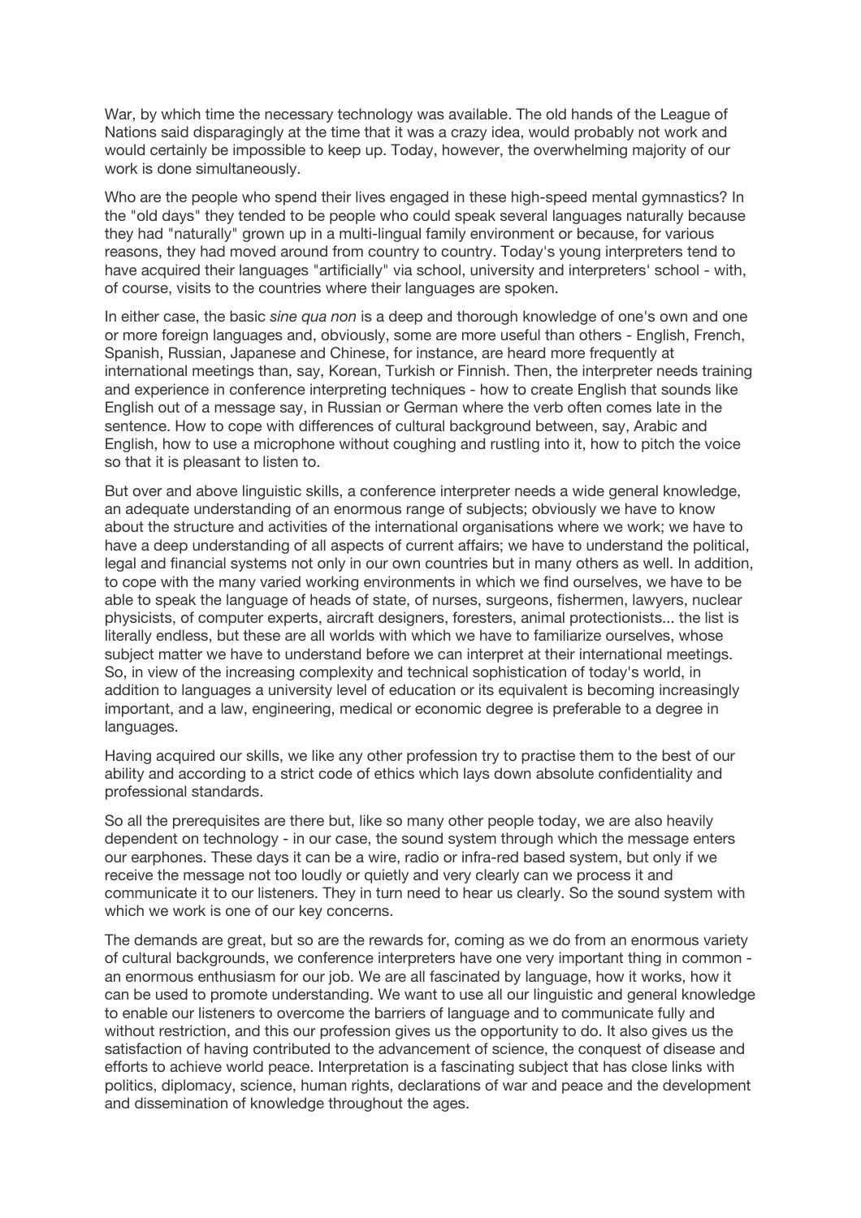War, by which time the necessary technology was available. The old hands of the League of Nations said disparagingly at the time that it was a crazy idea, would probably not work and would certainly be impossible to keep up. Today, however, the overwhelming majority of our work is done simultaneously.

Who are the people who spend their lives engaged in these high-speed mental gymnastics? In the "old days" they tended to be people who could speak several languages naturally because they had "naturally" grown up in a multi-lingual family environment or because, for various reasons, they had moved around from country to country. Today's young interpreters tend to have acquired their languages "artificially" via school, university and interpreters' school - with, of course, visits to the countries where their languages are spoken.

In either case, the basic *sine qua non* is a deep and thorough knowledge of one's own and one or more foreign languages and, obviously, some are more useful than others - English, French, Spanish, Russian, Japanese and Chinese, for instance, are heard more frequently at international meetings than, say, Korean, Turkish or Finnish. Then, the interpreter needs training and experience in conference interpreting techniques - how to create English that sounds like English out of a message say, in Russian or German where the verb often comes late in the sentence. How to cope with differences of cultural background between, say, Arabic and English, how to use a microphone without coughing and rustling into it, how to pitch the voice so that it is pleasant to listen to.

But over and above linguistic skills, a conference interpreter needs a wide general knowledge, an adequate understanding of an enormous range of subjects; obviously we have to know about the structure and activities of the international organisations where we work; we have to have a deep understanding of all aspects of current affairs; we have to understand the political, legal and financial systems not only in our own countries but in many others as well. In addition, to cope with the many varied working environments in which we find ourselves, we have to be able to speak the language of heads of state, of nurses, surgeons, fishermen, lawyers, nuclear physicists, of computer experts, aircraft designers, foresters, animal protectionists... the list is literally endless, but these are all worlds with which we have to familiarize ourselves, whose subject matter we have to understand before we can interpret at their international meetings. So, in view of the increasing complexity and technical sophistication of today's world, in addition to languages a university level of education or its equivalent is becoming increasingly important, and a law, engineering, medical or economic degree is preferable to a degree in languages.

Having acquired our skills, we like any other profession try to practise them to the best of our ability and according to a strict code of ethics which lays down absolute confidentiality and professional standards.

So all the prerequisites are there but, like so many other people today, we are also heavily dependent on technology - in our case, the sound system through which the message enters our earphones. These days it can be a wire, radio or infra-red based system, but only if we receive the message not too loudly or quietly and very clearly can we process it and communicate it to our listeners. They in turn need to hear us clearly. So the sound system with which we work is one of our key concerns.

The demands are great, but so are the rewards for, coming as we do from an enormous variety of cultural backgrounds, we conference interpreters have one very important thing in common - an enormous enthusiasm for our job. We are all fascinated by language, how it works, how it can be used to promote understanding. We want to use all our linguistic and general knowledge to enable our listeners to overcome the barriers of language and to communicate fully and without restriction, and this our profession gives us the opportunity to do. It also gives us the satisfaction of having contributed to the advancement of science, the conquest of disease and efforts to achieve world peace. Interpretation is a fascinating subject that has close links with politics, diplomacy, science, human rights, declarations of war and peace and the development and dissemination of knowledge throughout the ages.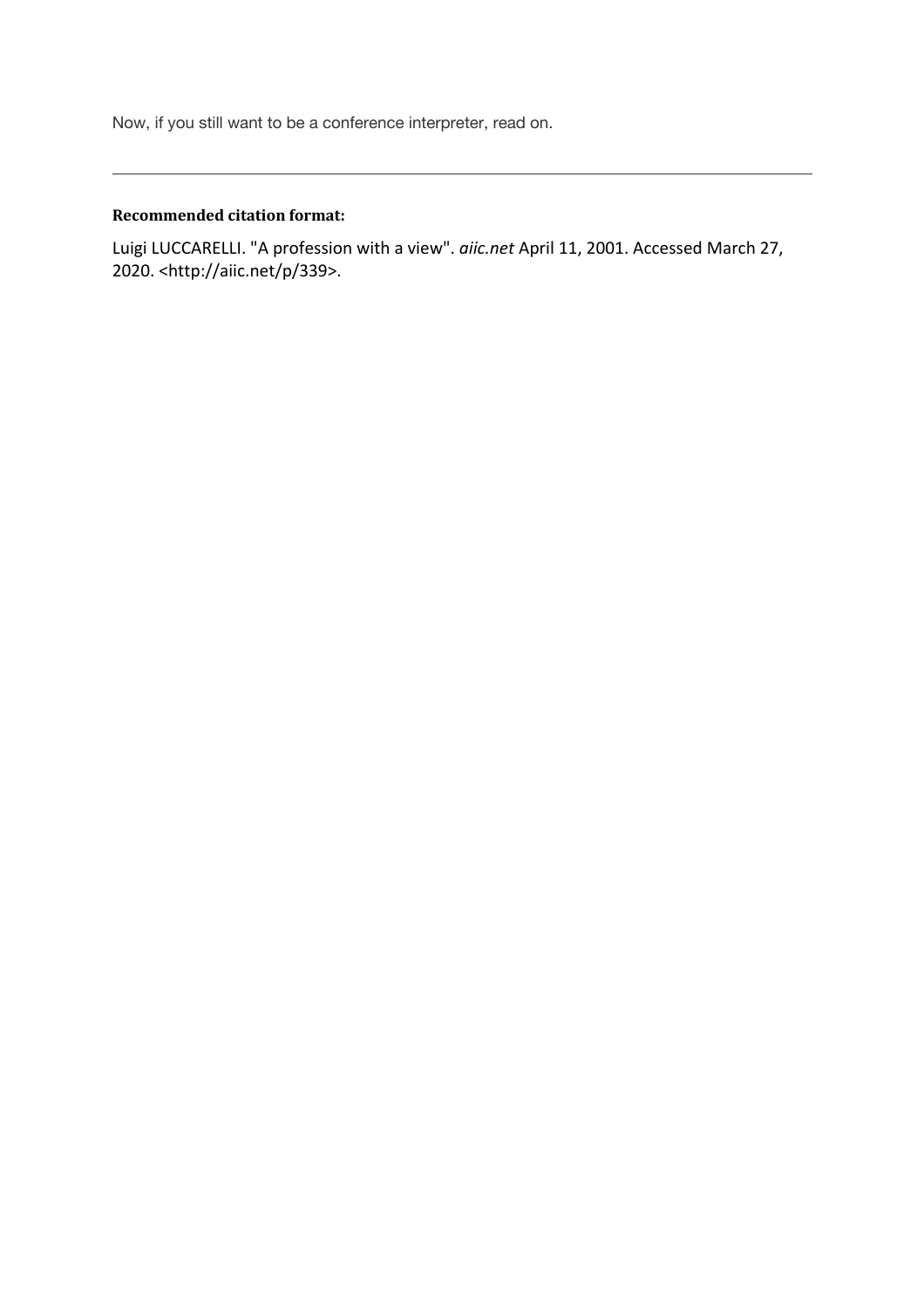Now, if you still want to be a conference interpreter, read on.

---

**Recommended citation format:**

Luigi LUCCARELLI. "A profession with a view". *aiic.net* April 11, 2001. Accessed March 27, 2020. <http://aiic.net/p/339>.